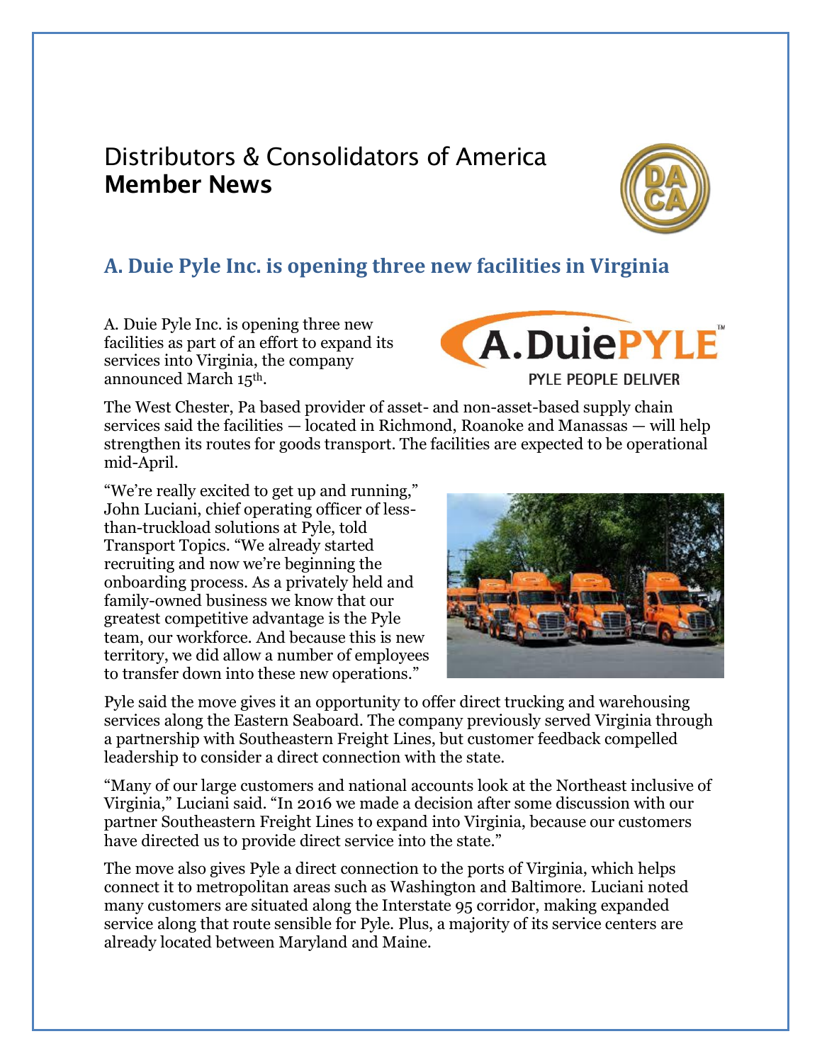# Distributors & Consolidators of America
**Member News**

## A. Duie Pyle Inc. is opening three new facilities in Virginia

A. Duie Pyle Inc. is opening three new facilities as part of an effort to expand its services into Virginia, the company announced March 15th.

The West Chester, Pa based provider of asset- and non-asset-based supply chain services said the facilities — located in Richmond, Roanoke and Manassas — will help strengthen its routes for goods transport. The facilities are expected to be operational mid-April.

"We're really excited to get up and running," John Luciani, chief operating officer of less-than-truckload solutions at Pyle, told Transport Topics. "We already started recruiting and now we're beginning the onboarding process. As a privately held and family-owned business we know that our greatest competitive advantage is the Pyle team, our workforce. And because this is new territory, we did allow a number of employees to transfer down into these new operations."

Pyle said the move gives it an opportunity to offer direct trucking and warehousing services along the Eastern Seaboard. The company previously served Virginia through a partnership with Southeastern Freight Lines, but customer feedback compelled leadership to consider a direct connection with the state.

"Many of our large customers and national accounts look at the Northeast inclusive of Virginia," Luciani said. "In 2016 we made a decision after some discussion with our partner Southeastern Freight Lines to expand into Virginia, because our customers have directed us to provide direct service into the state."

The move also gives Pyle a direct connection to the ports of Virginia, which helps connect it to metropolitan areas such as Washington and Baltimore. Luciani noted many customers are situated along the Interstate 95 corridor, making expanded service along that route sensible for Pyle. Plus, a majority of its service centers are already located between Maryland and Maine.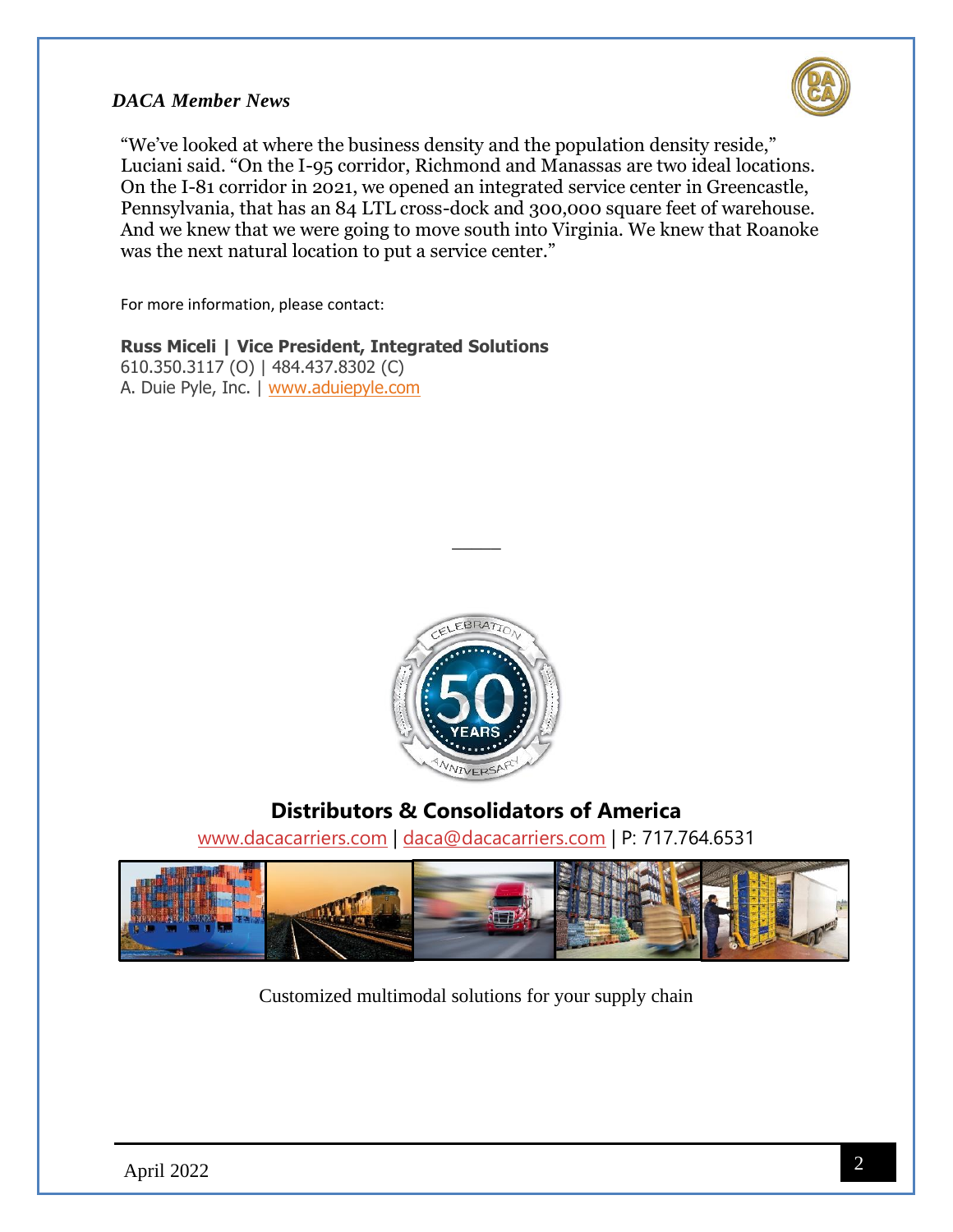“We’ve looked at where the business density and the population density reside,” Luciani said. “On the I-95 corridor, Richmond and Manassas are two ideal locations. On the I-81 corridor in 2021, we opened an integrated service center in Greencastle, Pennsylvania, that has an 84 LTL cross-dock and 300,000 square feet of warehouse. And we knew that we were going to move south into Virginia. We knew that Roanoke was the next natural location to put a service center.”

For more information, please contact:

**Russ Miceli | Vice President, Integrated Solutions**
610.350.3117 (O) | 484.437.8302 (C)
A. Duie Pyle, Inc. | www.aduiepyle.com

**Distributors & Consolidators of America**

www.dacacarriers.com | daca@dacacarriers.com | P: 717.764.6531

Customized multimodal solutions for your supply chain